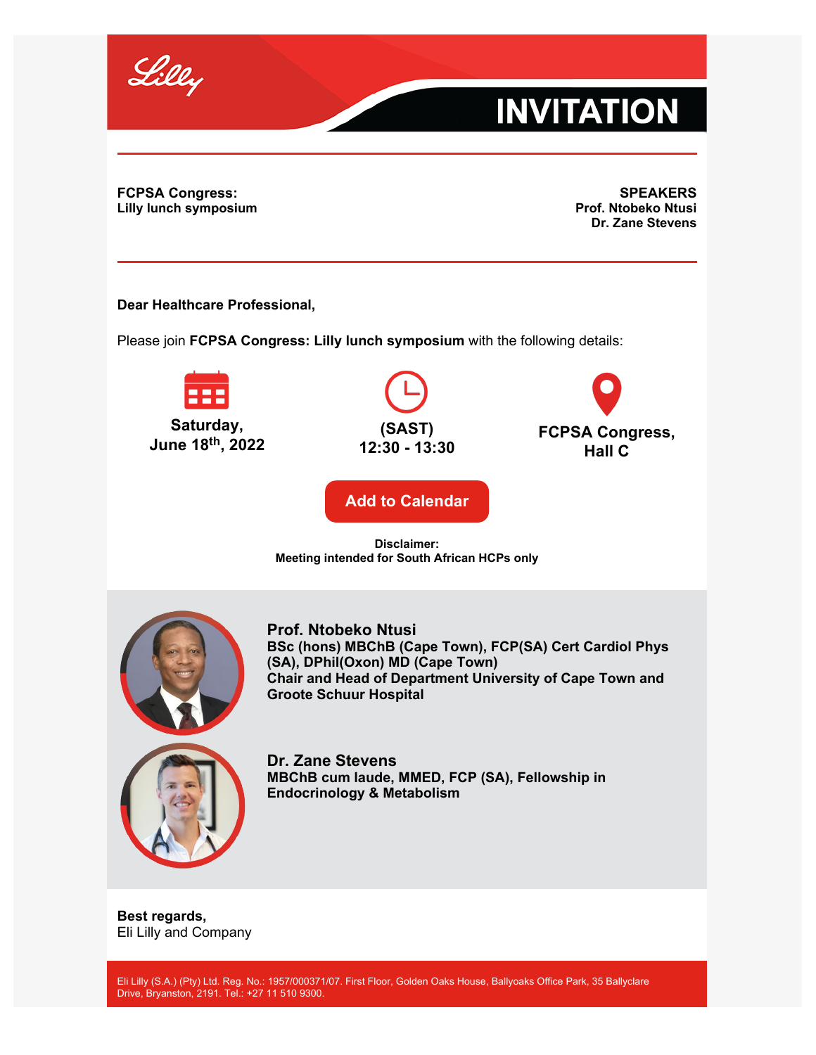# INVITATION

**FCPSA Congress:**
**Lilly lunch symposium**

**SPEAKERS**
**Prof. Ntobeko Ntusi**
**Dr. Zane Stevens**

**Dear Healthcare Professional,**

Please join **FCPSA Congress: Lilly lunch symposium** with the following details:

**Saturday, June 18th, 2022**

**(SAST) 12:30 - 13:30**

**FCPSA Congress, Hall C**

**Add to Calendar**

**Disclaimer:**
**Meeting intended for South African HCPs only**

### Prof. Ntobeko Ntusi

**BSc (hons) MBChB (Cape Town), FCP(SA) Cert Cardiol Phys (SA), DPhil(Oxon) MD (Cape Town)**
**Chair and Head of Department University of Cape Town and Groote Schuur Hospital**

### Dr. Zane Stevens

**MBChB cum laude, MMED, FCP (SA), Fellowship in Endocrinology & Metabolism**

**Best regards,**
Eli Lilly and Company

Eli Lilly (S.A.) (Pty) Ltd. Reg. No.: 1957/000371/07. First Floor, Golden Oaks House, Ballyoaks Office Park, 35 Ballyclare Drive, Bryanston, 2191. Tel.: +27 11 510 9300.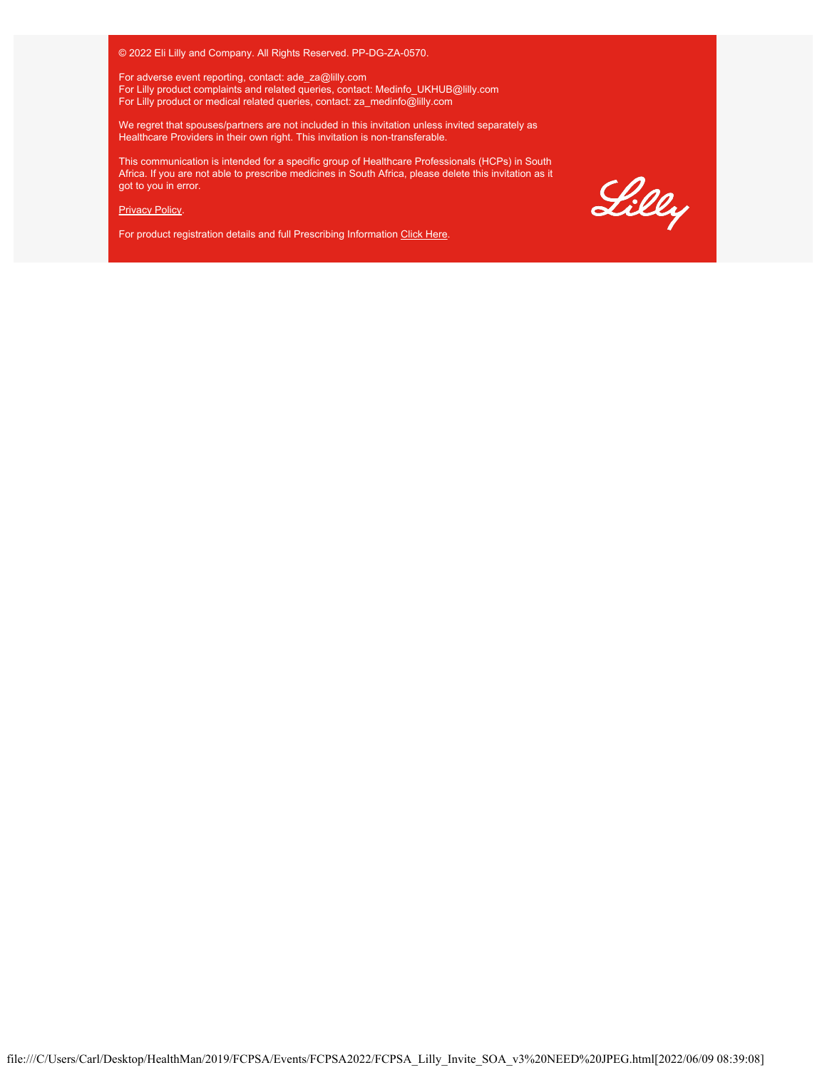© 2022 Eli Lilly and Company. All Rights Reserved. PP-DG-ZA-0570.

For adverse event reporting, contact: ade_za@lilly.com
For Lilly product complaints and related queries, contact: Medinfo_UKHUB@lilly.com
For Lilly product or medical related queries, contact: za_medinfo@lilly.com

We regret that spouses/partners are not included in this invitation unless invited separately as Healthcare Providers in their own right. This invitation is non-transferable.

This communication is intended for a specific group of Healthcare Professionals (HCPs) in South Africa. If you are not able to prescribe medicines in South Africa, please delete this invitation as it got to you in error.

Privacy Policy.

For product registration details and full Prescribing Information Click Here.

Lilly